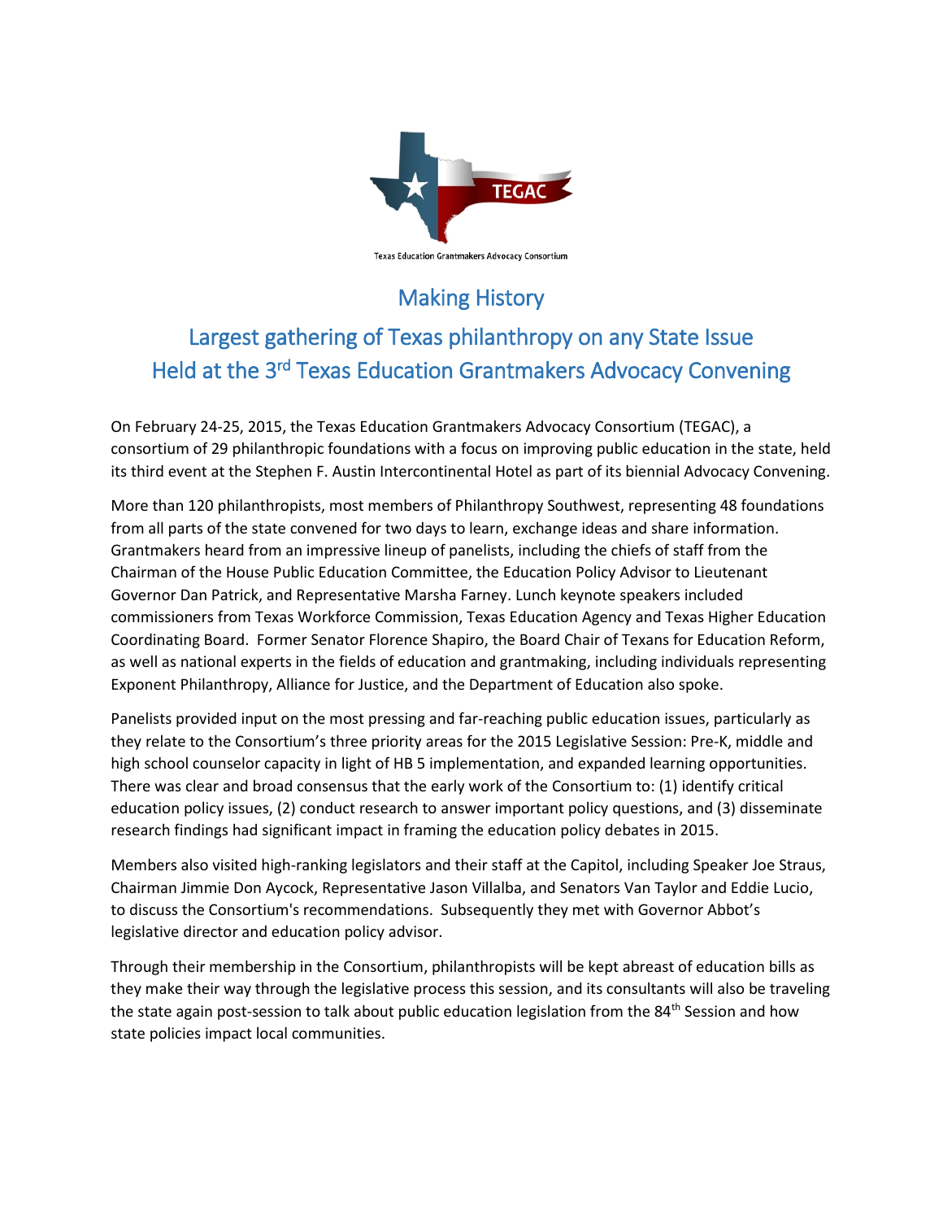TEGAC

Texas Education Grantmakers Advocacy Consortium

# Making History

## Largest gathering of Texas philanthropy on any State Issue Held at the 3rd Texas Education Grantmakers Advocacy Convening

On February 24-25, 2015, the Texas Education Grantmakers Advocacy Consortium (TEGAC), a consortium of 29 philanthropic foundations with a focus on improving public education in the state, held its third event at the Stephen F. Austin Intercontinental Hotel as part of its biennial Advocacy Convening.

More than 120 philanthropists, most members of Philanthropy Southwest, representing 48 foundations from all parts of the state convened for two days to learn, exchange ideas and share information. Grantmakers heard from an impressive lineup of panelists, including the chiefs of staff from the Chairman of the House Public Education Committee, the Education Policy Advisor to Lieutenant Governor Dan Patrick, and Representative Marsha Farney. Lunch keynote speakers included commissioners from Texas Workforce Commission, Texas Education Agency and Texas Higher Education Coordinating Board. Former Senator Florence Shapiro, the Board Chair of Texans for Education Reform, as well as national experts in the fields of education and grantmaking, including individuals representing Exponent Philanthropy, Alliance for Justice, and the Department of Education also spoke.

Panelists provided input on the most pressing and far-reaching public education issues, particularly as they relate to the Consortium's three priority areas for the 2015 Legislative Session: Pre-K, middle and high school counselor capacity in light of HB 5 implementation, and expanded learning opportunities. There was clear and broad consensus that the early work of the Consortium to: (1) identify critical education policy issues, (2) conduct research to answer important policy questions, and (3) disseminate research findings had significant impact in framing the education policy debates in 2015.

Members also visited high-ranking legislators and their staff at the Capitol, including Speaker Joe Straus, Chairman Jimmie Don Aycock, Representative Jason Villalba, and Senators Van Taylor and Eddie Lucio, to discuss the Consortium's recommendations. Subsequently they met with Governor Abbot's legislative director and education policy advisor.

Through their membership in the Consortium, philanthropists will be kept abreast of education bills as they make their way through the legislative process this session, and its consultants will also be traveling the state again post-session to talk about public education legislation from the 84th Session and how state policies impact local communities.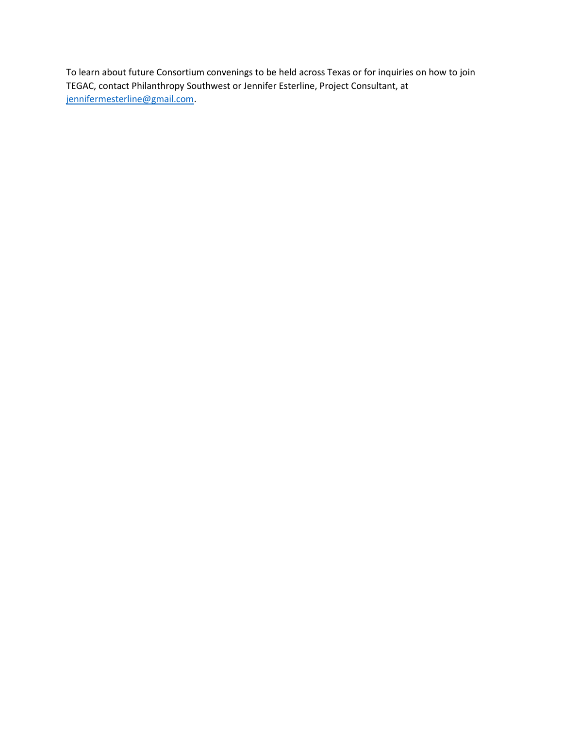To learn about future Consortium convenings to be held across Texas or for inquiries on how to join TEGAC, contact Philanthropy Southwest or Jennifer Esterline, Project Consultant, at [jennifermesterline@gmail.com](mailto:jennifermesterline@gmail.com).